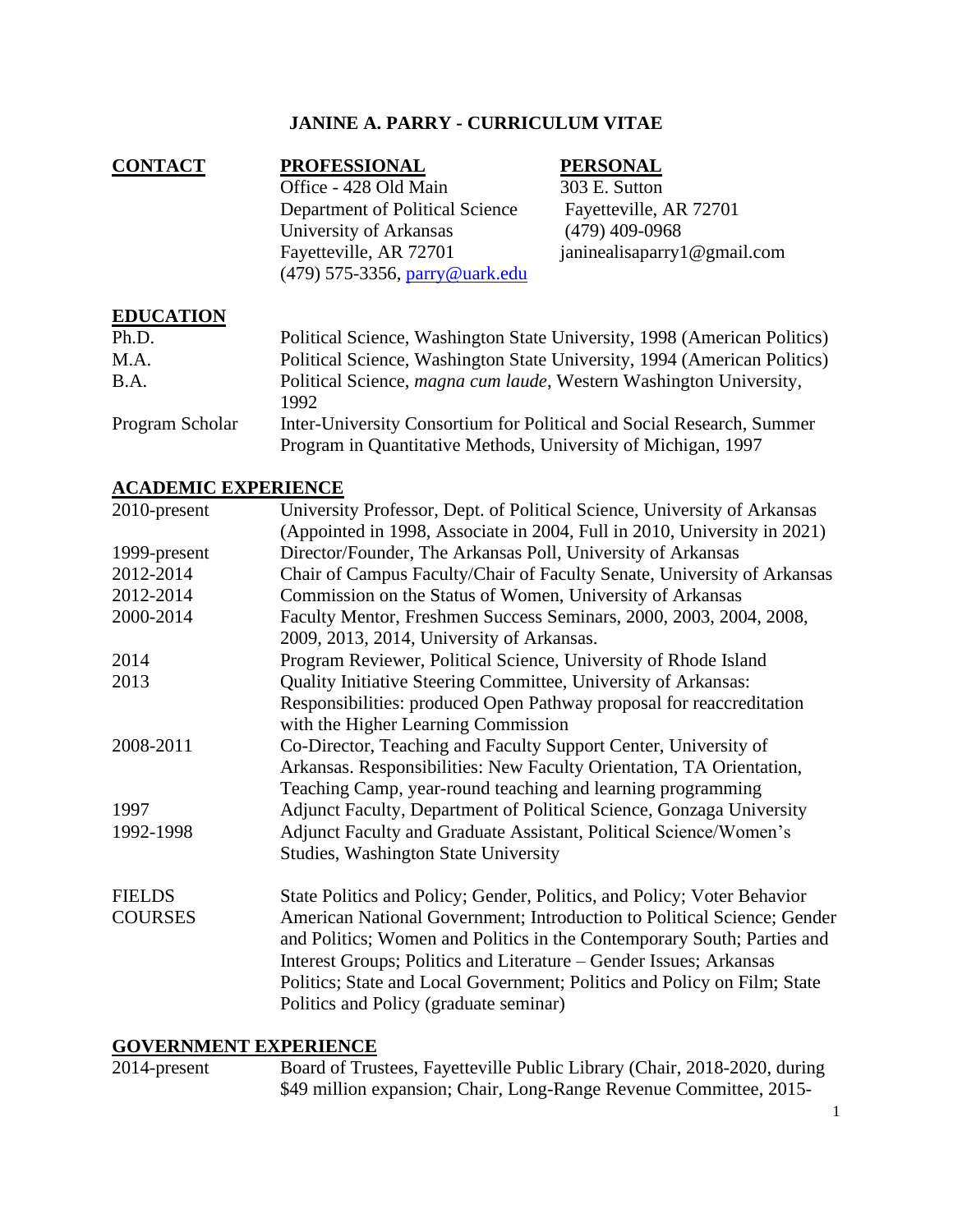# JANINE A. PARRY - CURRICULUM VITAE

| CONTACT | PROFESSIONAL | PERSONAL |
|---|---|---|
| | Office - 428 Old Main | 303 E. Sutton |
| | Department of Political Science | Fayetteville, AR 72701 |
| | University of Arkansas | (479) 409-0968 |
| | Fayetteville, AR 72701 | janinealisaparry1@gmail.com |
| | (479) 575-3356, parry@uark.edu | |

## EDUCATION

| | |
|---|---|
| Ph.D. | Political Science, Washington State University, 1998 (American Politics) |
| M.A. | Political Science, Washington State University, 1994 (American Politics) |
| B.A. | Political Science, *magna cum laude*, Western Washington University, 1992 |
| Program Scholar | Inter-University Consortium for Political and Social Research, Summer Program in Quantitative Methods, University of Michigan, 1997 |

## ACADEMIC EXPERIENCE

| | |
|---|---|
| 2010-present | University Professor, Dept. of Political Science, University of Arkansas (Appointed in 1998, Associate in 2004, Full in 2010, University in 2021) |
| 1999-present | Director/Founder, The Arkansas Poll, University of Arkansas |
| 2012-2014 | Chair of Campus Faculty/Chair of Faculty Senate, University of Arkansas |
| 2012-2014 | Commission on the Status of Women, University of Arkansas |
| 2000-2014 | Faculty Mentor, Freshmen Success Seminars, 2000, 2003, 2004, 2008, 2009, 2013, 2014, University of Arkansas. |
| 2014 | Program Reviewer, Political Science, University of Rhode Island |
| 2013 | Quality Initiative Steering Committee, University of Arkansas: Responsibilities: produced Open Pathway proposal for reaccreditation with the Higher Learning Commission |
| 2008-2011 | Co-Director, Teaching and Faculty Support Center, University of Arkansas. Responsibilities: New Faculty Orientation, TA Orientation, Teaching Camp, year-round teaching and learning programming |
| 1997 | Adjunct Faculty, Department of Political Science, Gonzaga University |
| 1992-1998 | Adjunct Faculty and Graduate Assistant, Political Science/Women's Studies, Washington State University |

| | |
|---|---|
| FIELDS | State Politics and Policy; Gender, Politics, and Policy; Voter Behavior |
| COURSES | American National Government; Introduction to Political Science; Gender and Politics; Women and Politics in the Contemporary South; Parties and Interest Groups; Politics and Literature – Gender Issues; Arkansas Politics; State and Local Government; Politics and Policy on Film; State Politics and Policy (graduate seminar) |

## GOVERNMENT EXPERIENCE

| | |
|---|---|
| 2014-present | Board of Trustees, Fayetteville Public Library (Chair, 2018-2020, during $49 million expansion; Chair, Long-Range Revenue Committee, 2015- |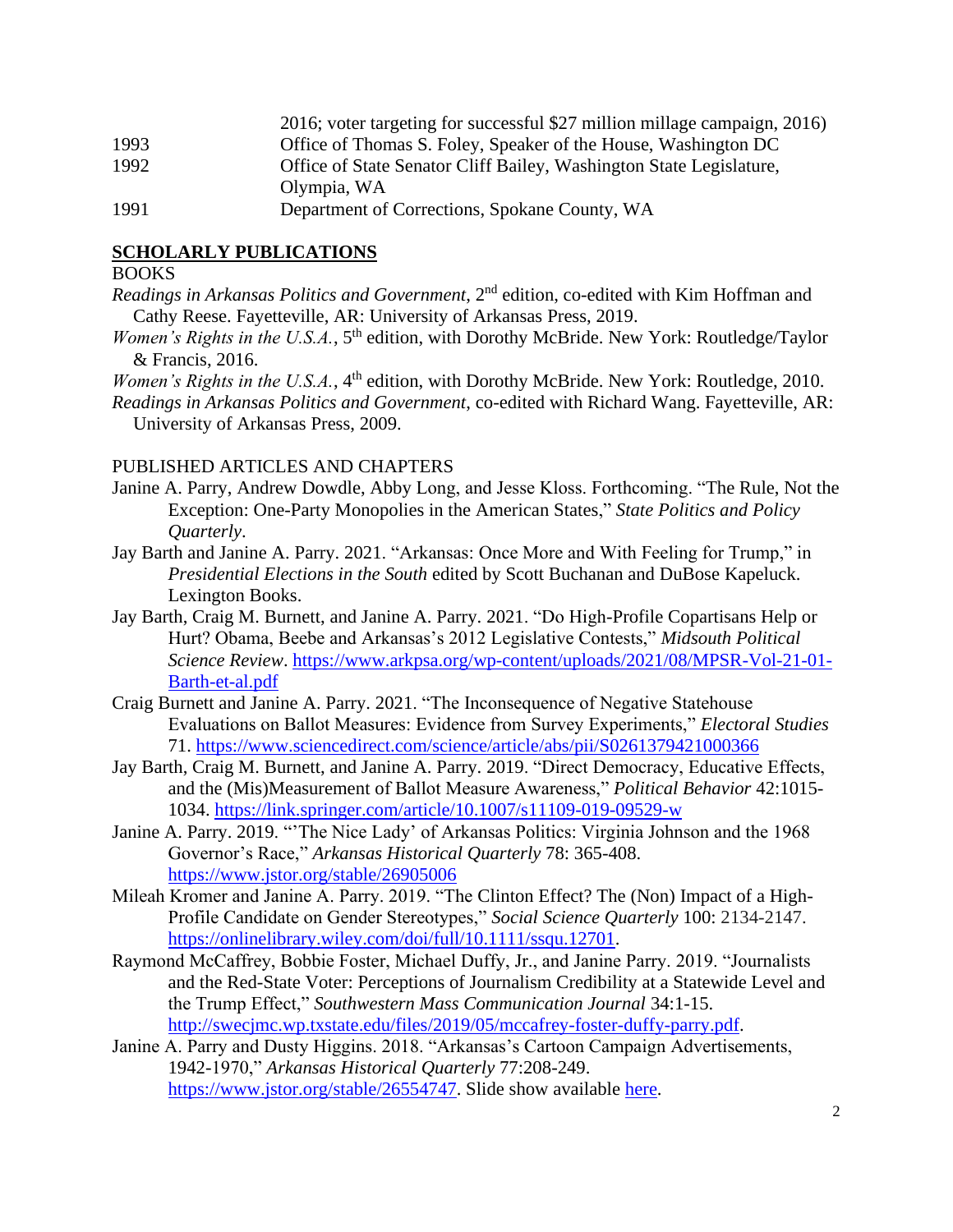2016; voter targeting for successful $27 million millage campaign, 2016)

1993 Office of Thomas S. Foley, Speaker of the House, Washington DC

1992 Office of State Senator Cliff Bailey, Washington State Legislature, Olympia, WA

1991 Department of Corrections, Spokane County, WA

## SCHOLARLY PUBLICATIONS

BOOKS

*Readings in Arkansas Politics and Government*, 2nd edition, co-edited with Kim Hoffman and Cathy Reese. Fayetteville, AR: University of Arkansas Press, 2019.

*Women's Rights in the U.S.A.*, 5th edition, with Dorothy McBride. New York: Routledge/Taylor & Francis, 2016.

*Women's Rights in the U.S.A.*, 4th edition, with Dorothy McBride. New York: Routledge, 2010.

*Readings in Arkansas Politics and Government*, co-edited with Richard Wang. Fayetteville, AR: University of Arkansas Press, 2009.

PUBLISHED ARTICLES AND CHAPTERS

Janine A. Parry, Andrew Dowdle, Abby Long, and Jesse Kloss. Forthcoming. "The Rule, Not the Exception: One-Party Monopolies in the American States," *State Politics and Policy Quarterly*.

Jay Barth and Janine A. Parry. 2021. "Arkansas: Once More and With Feeling for Trump," in *Presidential Elections in the South* edited by Scott Buchanan and DuBose Kapeluck. Lexington Books.

Jay Barth, Craig M. Burnett, and Janine A. Parry. 2021. "Do High-Profile Copartisans Help or Hurt? Obama, Beebe and Arkansas's 2012 Legislative Contests," *Midsouth Political Science Review*. https://www.arkpsa.org/wp-content/uploads/2021/08/MPSR-Vol-21-01-Barth-et-al.pdf

Craig Burnett and Janine A. Parry. 2021. "The Inconsequence of Negative Statehouse Evaluations on Ballot Measures: Evidence from Survey Experiments," *Electoral Studies* 71. https://www.sciencedirect.com/science/article/abs/pii/S0261379421000366

Jay Barth, Craig M. Burnett, and Janine A. Parry. 2019. "Direct Democracy, Educative Effects, and the (Mis)Measurement of Ballot Measure Awareness," *Political Behavior* 42:1015-1034. https://link.springer.com/article/10.1007/s11109-019-09529-w

Janine A. Parry. 2019. "'The Nice Lady' of Arkansas Politics: Virginia Johnson and the 1968 Governor's Race," *Arkansas Historical Quarterly* 78: 365-408. https://www.jstor.org/stable/26905006

Mileah Kromer and Janine A. Parry. 2019. "The Clinton Effect? The (Non) Impact of a High-Profile Candidate on Gender Stereotypes," *Social Science Quarterly* 100: 2134-2147. https://onlinelibrary.wiley.com/doi/full/10.1111/ssqu.12701.

Raymond McCaffrey, Bobbie Foster, Michael Duffy, Jr., and Janine Parry. 2019. "Journalists and the Red-State Voter: Perceptions of Journalism Credibility at a Statewide Level and the Trump Effect," *Southwestern Mass Communication Journal* 34:1-15. http://swecjmc.wp.txstate.edu/files/2019/05/mccafrey-foster-duffy-parry.pdf.

Janine A. Parry and Dusty Higgins. 2018. "Arkansas's Cartoon Campaign Advertisements, 1942-1970," *Arkansas Historical Quarterly* 77:208-249. https://www.jstor.org/stable/26554747. Slide show available here.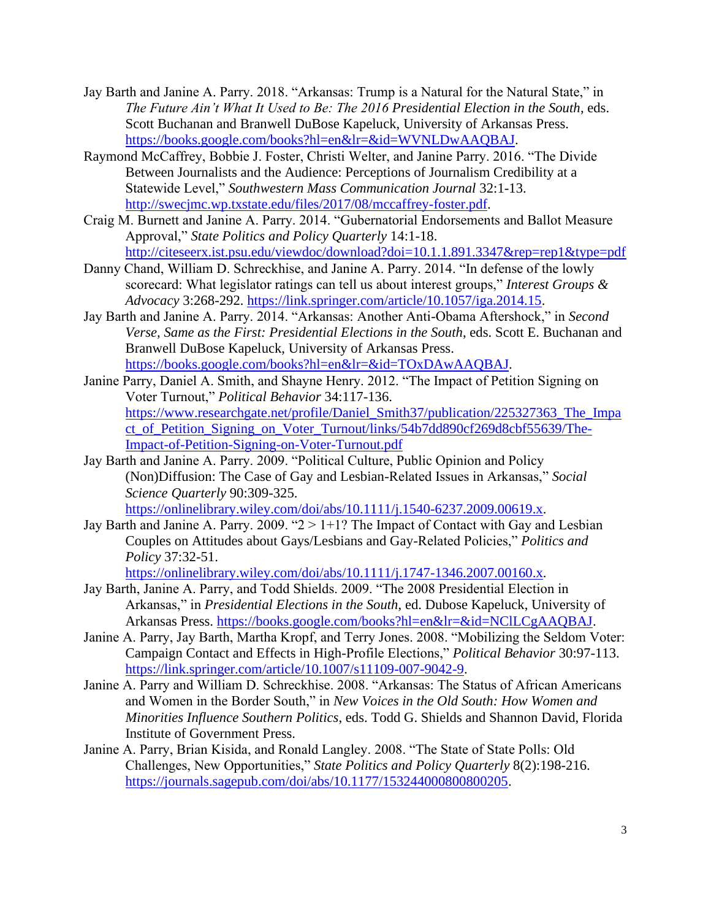Jay Barth and Janine A. Parry. 2018. "Arkansas: Trump is a Natural for the Natural State," in *The Future Ain't What It Used to Be: The 2016 Presidential Election in the South*, eds. Scott Buchanan and Branwell DuBose Kapeluck, University of Arkansas Press. https://books.google.com/books?hl=en&lr=&id=WVNLDwAAQBAJ.

Raymond McCaffrey, Bobbie J. Foster, Christi Welter, and Janine Parry. 2016. "The Divide Between Journalists and the Audience: Perceptions of Journalism Credibility at a Statewide Level," *Southwestern Mass Communication Journal* 32:1-13. http://swecjmc.wp.txstate.edu/files/2017/08/mccaffrey-foster.pdf.

Craig M. Burnett and Janine A. Parry. 2014. "Gubernatorial Endorsements and Ballot Measure Approval," *State Politics and Policy Quarterly* 14:1-18. http://citeseerx.ist.psu.edu/viewdoc/download?doi=10.1.1.891.3347&rep=rep1&type=pdf

Danny Chand, William D. Schreckhise, and Janine A. Parry. 2014. "In defense of the lowly scorecard: What legislator ratings can tell us about interest groups," *Interest Groups & Advocacy* 3:268-292. https://link.springer.com/article/10.1057/iga.2014.15.

Jay Barth and Janine A. Parry. 2014. "Arkansas: Another Anti-Obama Aftershock," in *Second Verse, Same as the First: Presidential Elections in the South*, eds. Scott E. Buchanan and Branwell DuBose Kapeluck, University of Arkansas Press. https://books.google.com/books?hl=en&lr=&id=TOxDAwAAQBAJ.

Janine Parry, Daniel A. Smith, and Shayne Henry. 2012. "The Impact of Petition Signing on Voter Turnout," *Political Behavior* 34:117-136. https://www.researchgate.net/profile/Daniel_Smith37/publication/225327363_The_Impact_of_Petition_Signing_on_Voter_Turnout/links/54b7dd890cf269d8cbf55639/The-Impact-of-Petition-Signing-on-Voter-Turnout.pdf

Jay Barth and Janine A. Parry. 2009. "Political Culture, Public Opinion and Policy (Non)Diffusion: The Case of Gay and Lesbian-Related Issues in Arkansas," *Social Science Quarterly* 90:309-325. https://onlinelibrary.wiley.com/doi/abs/10.1111/j.1540-6237.2009.00619.x.

Jay Barth and Janine A. Parry. 2009. "2 > 1+1? The Impact of Contact with Gay and Lesbian Couples on Attitudes about Gays/Lesbians and Gay-Related Policies," *Politics and Policy* 37:32-51. https://onlinelibrary.wiley.com/doi/abs/10.1111/j.1747-1346.2007.00160.x.

Jay Barth, Janine A. Parry, and Todd Shields. 2009. "The 2008 Presidential Election in Arkansas," in *Presidential Elections in the South*, ed. Dubose Kapeluck, University of Arkansas Press. https://books.google.com/books?hl=en&lr=&id=NClLCgAAQBAJ.

Janine A. Parry, Jay Barth, Martha Kropf, and Terry Jones. 2008. "Mobilizing the Seldom Voter: Campaign Contact and Effects in High-Profile Elections," *Political Behavior* 30:97-113. https://link.springer.com/article/10.1007/s11109-007-9042-9.

Janine A. Parry and William D. Schreckhise. 2008. "Arkansas: The Status of African Americans and Women in the Border South," in *New Voices in the Old South: How Women and Minorities Influence Southern Politics*, eds. Todd G. Shields and Shannon David, Florida Institute of Government Press.

Janine A. Parry, Brian Kisida, and Ronald Langley. 2008. "The State of State Polls: Old Challenges, New Opportunities," *State Politics and Policy Quarterly* 8(2):198-216. https://journals.sagepub.com/doi/abs/10.1177/153244000800800205.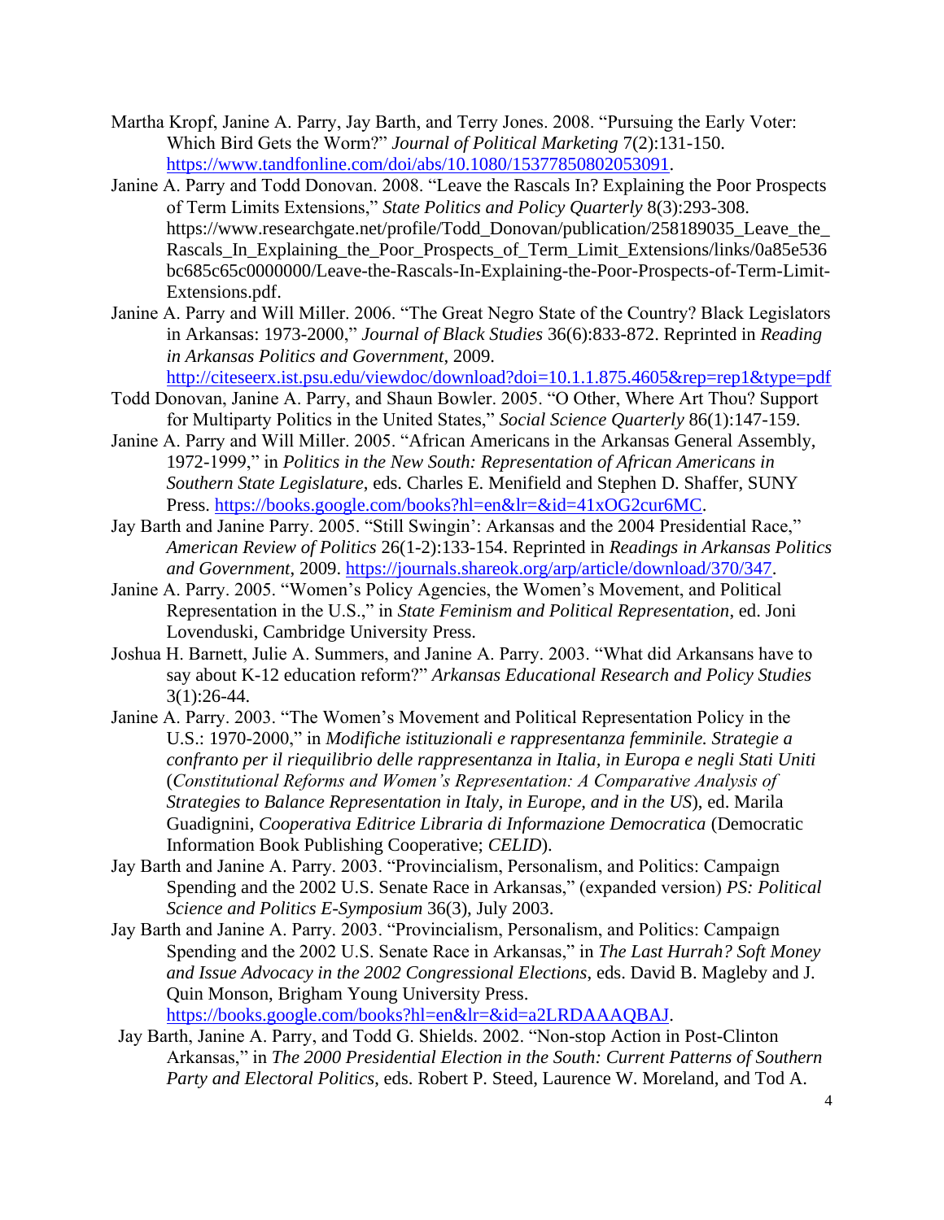Martha Kropf, Janine A. Parry, Jay Barth, and Terry Jones. 2008. "Pursuing the Early Voter: Which Bird Gets the Worm?" *Journal of Political Marketing* 7(2):131-150. https://www.tandfonline.com/doi/abs/10.1080/15377850802053091.

Janine A. Parry and Todd Donovan. 2008. "Leave the Rascals In? Explaining the Poor Prospects of Term Limits Extensions," *State Politics and Policy Quarterly* 8(3):293-308. https://www.researchgate.net/profile/Todd_Donovan/publication/258189035_Leave_the_Rascals_In_Explaining_the_Poor_Prospects_of_Term_Limit_Extensions/links/0a85e536bc685c65c0000000/Leave-the-Rascals-In-Explaining-the-Poor-Prospects-of-Term-Limit-Extensions.pdf.

Janine A. Parry and Will Miller. 2006. "The Great Negro State of the Country? Black Legislators in Arkansas: 1973-2000," *Journal of Black Studies* 36(6):833-872. Reprinted in *Reading in Arkansas Politics and Government*, 2009. http://citeseerx.ist.psu.edu/viewdoc/download?doi=10.1.1.875.4605&rep=rep1&type=pdf

Todd Donovan, Janine A. Parry, and Shaun Bowler. 2005. "O Other, Where Art Thou? Support for Multiparty Politics in the United States," *Social Science Quarterly* 86(1):147-159.

Janine A. Parry and Will Miller. 2005. "African Americans in the Arkansas General Assembly, 1972-1999," in *Politics in the New South: Representation of African Americans in Southern State Legislature*, eds. Charles E. Menifield and Stephen D. Shaffer, SUNY Press. https://books.google.com/books?hl=en&lr=&id=41xOG2cur6MC.

Jay Barth and Janine Parry. 2005. "Still Swingin': Arkansas and the 2004 Presidential Race," *American Review of Politics* 26(1-2):133-154. Reprinted in *Readings in Arkansas Politics and Government*, 2009. https://journals.shareok.org/arp/article/download/370/347.

Janine A. Parry. 2005. "Women's Policy Agencies, the Women's Movement, and Political Representation in the U.S.," in *State Feminism and Political Representation*, ed. Joni Lovenduski, Cambridge University Press.

Joshua H. Barnett, Julie A. Summers, and Janine A. Parry. 2003. "What did Arkansans have to say about K-12 education reform?" *Arkansas Educational Research and Policy Studies* 3(1):26-44.

Janine A. Parry. 2003. "The Women's Movement and Political Representation Policy in the U.S.: 1970-2000," in *Modifiche istituzionali e rappresentanza femminile. Strategie a confranto per il riequilibrio delle rappresentanza in Italia, in Europa e negli Stati Uniti* (*Constitutional Reforms and Women's Representation: A Comparative Analysis of Strategies to Balance Representation in Italy, in Europe, and in the US*), ed. Marila Guadignini, *Cooperativa Editrice Libraria di Informazione Democratica* (Democratic Information Book Publishing Cooperative; *CELID*).

Jay Barth and Janine A. Parry. 2003. "Provincialism, Personalism, and Politics: Campaign Spending and the 2002 U.S. Senate Race in Arkansas," (expanded version) *PS: Political Science and Politics E-Symposium* 36(3), July 2003.

Jay Barth and Janine A. Parry. 2003. "Provincialism, Personalism, and Politics: Campaign Spending and the 2002 U.S. Senate Race in Arkansas," in *The Last Hurrah? Soft Money and Issue Advocacy in the 2002 Congressional Elections*, eds. David B. Magleby and J. Quin Monson, Brigham Young University Press. https://books.google.com/books?hl=en&lr=&id=a2LRDAAAQBAJ.

Jay Barth, Janine A. Parry, and Todd G. Shields. 2002. "Non-stop Action in Post-Clinton Arkansas," in *The 2000 Presidential Election in the South: Current Patterns of Southern Party and Electoral Politics*, eds. Robert P. Steed, Laurence W. Moreland, and Tod A.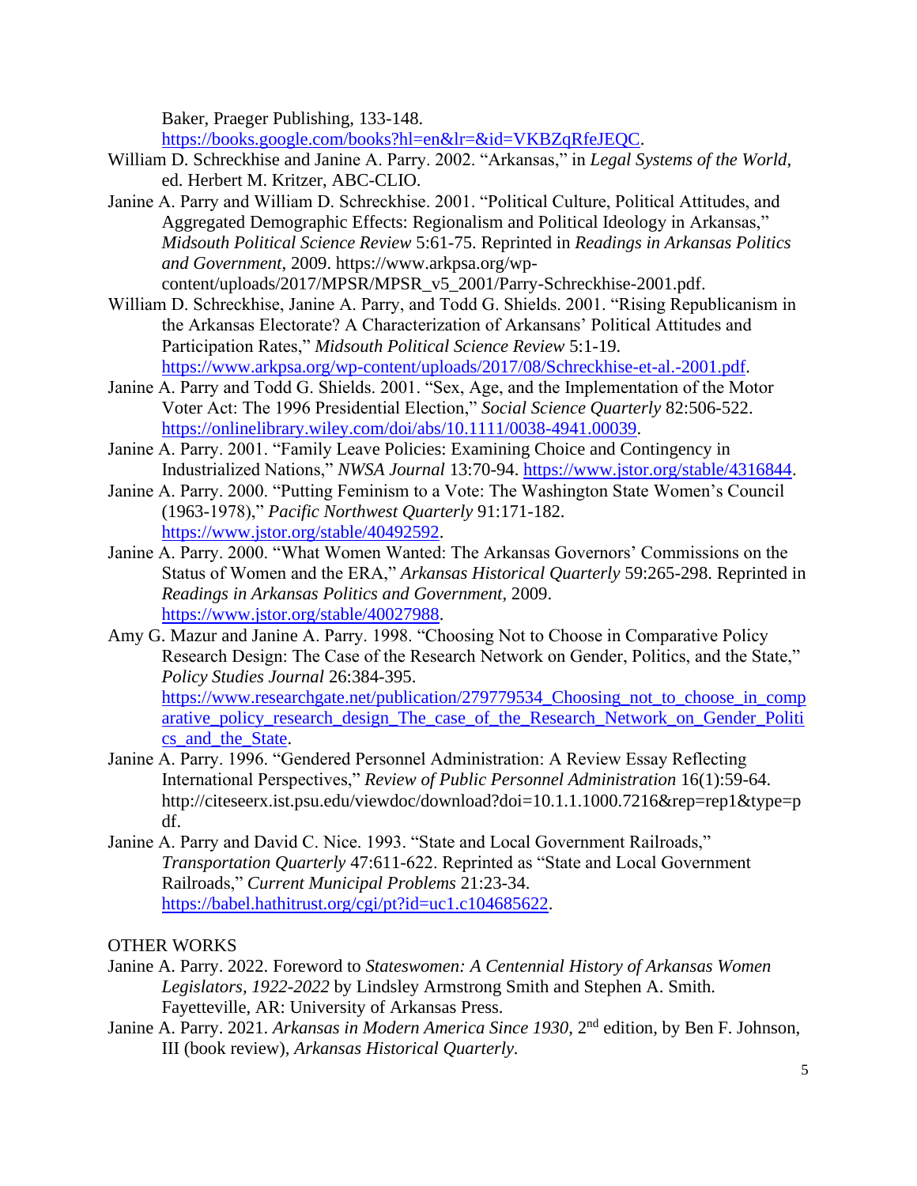Baker, Praeger Publishing, 133-148. https://books.google.com/books?hl=en&lr=&id=VKBZqRfeJEQC.

- William D. Schreckhise and Janine A. Parry. 2002. "Arkansas," in *Legal Systems of the World*, ed. Herbert M. Kritzer, ABC-CLIO.
- Janine A. Parry and William D. Schreckhise. 2001. "Political Culture, Political Attitudes, and Aggregated Demographic Effects: Regionalism and Political Ideology in Arkansas," *Midsouth Political Science Review* 5:61-75. Reprinted in *Readings in Arkansas Politics and Government*, 2009. https://www.arkpsa.org/wp-content/uploads/2017/MPSR/MPSR_v5_2001/Parry-Schreckhise-2001.pdf.
- William D. Schreckhise, Janine A. Parry, and Todd G. Shields. 2001. "Rising Republicanism in the Arkansas Electorate? A Characterization of Arkansans' Political Attitudes and Participation Rates," *Midsouth Political Science Review* 5:1-19. https://www.arkpsa.org/wp-content/uploads/2017/08/Schreckhise-et-al.-2001.pdf.
- Janine A. Parry and Todd G. Shields. 2001. "Sex, Age, and the Implementation of the Motor Voter Act: The 1996 Presidential Election," *Social Science Quarterly* 82:506-522. https://onlinelibrary.wiley.com/doi/abs/10.1111/0038-4941.00039.
- Janine A. Parry. 2001. "Family Leave Policies: Examining Choice and Contingency in Industrialized Nations," *NWSA Journal* 13:70-94. https://www.jstor.org/stable/4316844.
- Janine A. Parry. 2000. "Putting Feminism to a Vote: The Washington State Women's Council (1963-1978)," *Pacific Northwest Quarterly* 91:171-182. https://www.jstor.org/stable/40492592.
- Janine A. Parry. 2000. "What Women Wanted: The Arkansas Governors' Commissions on the Status of Women and the ERA," *Arkansas Historical Quarterly* 59:265-298. Reprinted in *Readings in Arkansas Politics and Government*, 2009. https://www.jstor.org/stable/40027988.
- Amy G. Mazur and Janine A. Parry. 1998. "Choosing Not to Choose in Comparative Policy Research Design: The Case of the Research Network on Gender, Politics, and the State," *Policy Studies Journal* 26:384-395. https://www.researchgate.net/publication/279779534_Choosing_not_to_choose_in_comparative_policy_research_design_The_case_of_the_Research_Network_on_Gender_Politics_and_the_State.
- Janine A. Parry. 1996. "Gendered Personnel Administration: A Review Essay Reflecting International Perspectives," *Review of Public Personnel Administration* 16(1):59-64. http://citeseerx.ist.psu.edu/viewdoc/download?doi=10.1.1.1000.7216&rep=rep1&type=pdf.
- Janine A. Parry and David C. Nice. 1993. "State and Local Government Railroads," *Transportation Quarterly* 47:611-622. Reprinted as "State and Local Government Railroads," *Current Municipal Problems* 21:23-34. https://babel.hathitrust.org/cgi/pt?id=uc1.c104685622.

OTHER WORKS

- Janine A. Parry. 2022. Foreword to *Stateswomen: A Centennial History of Arkansas Women Legislators, 1922-2022* by Lindsley Armstrong Smith and Stephen A. Smith. Fayetteville, AR: University of Arkansas Press.
- Janine A. Parry. 2021. *Arkansas in Modern America Since 1930*, 2nd edition, by Ben F. Johnson, III (book review), *Arkansas Historical Quarterly*.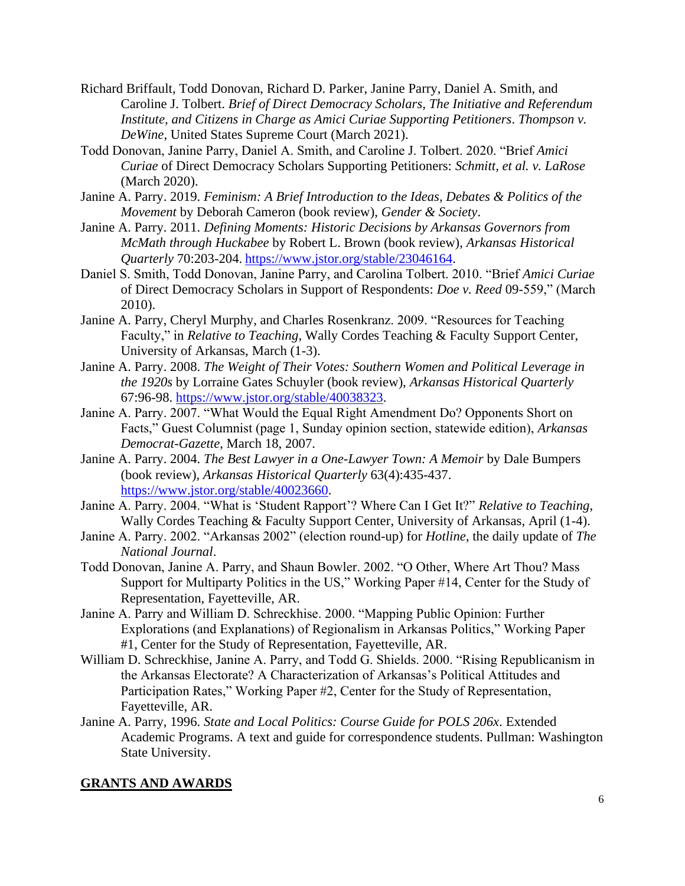Richard Briffault, Todd Donovan, Richard D. Parker, Janine Parry, Daniel A. Smith, and Caroline J. Tolbert. *Brief of Direct Democracy Scholars, The Initiative and Referendum Institute, and Citizens in Charge as Amici Curiae Supporting Petitioners*. *Thompson v. DeWine*, United States Supreme Court (March 2021).

Todd Donovan, Janine Parry, Daniel A. Smith, and Caroline J. Tolbert. 2020. "Brief *Amici Curiae* of Direct Democracy Scholars Supporting Petitioners: *Schmitt, et al. v. LaRose* (March 2020).

Janine A. Parry. 2019. *Feminism: A Brief Introduction to the Ideas, Debates & Politics of the Movement* by Deborah Cameron (book review), *Gender & Society*.

Janine A. Parry. 2011. *Defining Moments: Historic Decisions by Arkansas Governors from McMath through Huckabee* by Robert L. Brown (book review), *Arkansas Historical Quarterly* 70:203-204. https://www.jstor.org/stable/23046164.

Daniel S. Smith, Todd Donovan, Janine Parry, and Carolina Tolbert. 2010. "Brief *Amici Curiae* of Direct Democracy Scholars in Support of Respondents: *Doe v. Reed* 09-559," (March 2010).

Janine A. Parry, Cheryl Murphy, and Charles Rosenkranz. 2009. "Resources for Teaching Faculty," in *Relative to Teaching*, Wally Cordes Teaching & Faculty Support Center, University of Arkansas, March (1-3).

Janine A. Parry. 2008. *The Weight of Their Votes: Southern Women and Political Leverage in the 1920s* by Lorraine Gates Schuyler (book review), *Arkansas Historical Quarterly* 67:96-98. https://www.jstor.org/stable/40038323.

Janine A. Parry. 2007. "What Would the Equal Right Amendment Do? Opponents Short on Facts," Guest Columnist (page 1, Sunday opinion section, statewide edition), *Arkansas Democrat-Gazette*, March 18, 2007.

Janine A. Parry. 2004. *The Best Lawyer in a One-Lawyer Town: A Memoir* by Dale Bumpers (book review), *Arkansas Historical Quarterly* 63(4):435-437. https://www.jstor.org/stable/40023660.

Janine A. Parry. 2004. "What is 'Student Rapport'? Where Can I Get It?" *Relative to Teaching*, Wally Cordes Teaching & Faculty Support Center, University of Arkansas, April (1-4).

Janine A. Parry. 2002. "Arkansas 2002" (election round-up) for *Hotline*, the daily update of *The National Journal*.

Todd Donovan, Janine A. Parry, and Shaun Bowler. 2002. "O Other, Where Art Thou? Mass Support for Multiparty Politics in the US," Working Paper #14, Center for the Study of Representation, Fayetteville, AR.

Janine A. Parry and William D. Schreckhise. 2000. "Mapping Public Opinion: Further Explorations (and Explanations) of Regionalism in Arkansas Politics," Working Paper #1, Center for the Study of Representation, Fayetteville, AR.

William D. Schreckhise, Janine A. Parry, and Todd G. Shields. 2000. "Rising Republicanism in the Arkansas Electorate? A Characterization of Arkansas's Political Attitudes and Participation Rates," Working Paper #2, Center for the Study of Representation, Fayetteville, AR.

Janine A. Parry, 1996. *State and Local Politics: Course Guide for POLS 206x*. Extended Academic Programs. A text and guide for correspondence students. Pullman: Washington State University.

## GRANTS AND AWARDS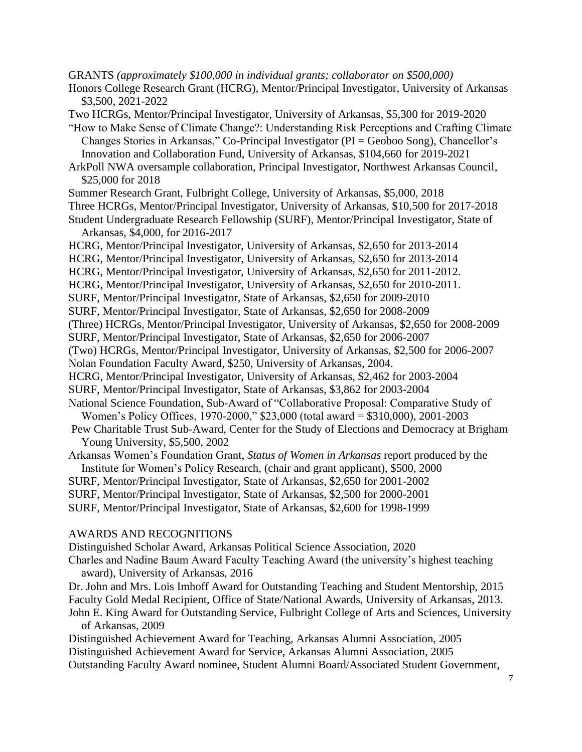## GRANTS *(approximately $100,000 in individual grants; collaborator on $500,000)*

Honors College Research Grant (HCRG), Mentor/Principal Investigator, University of Arkansas $3,500, 2021-2022

Two HCRGs, Mentor/Principal Investigator, University of Arkansas, $5,300 for 2019-2020

"How to Make Sense of Climate Change?: Understanding Risk Perceptions and Crafting Climate Changes Stories in Arkansas," Co-Principal Investigator (PI = Geoboo Song), Chancellor's Innovation and Collaboration Fund, University of Arkansas, $104,660 for 2019-2021

ArkPoll NWA oversample collaboration, Principal Investigator, Northwest Arkansas Council, $25,000 for 2018

Summer Research Grant, Fulbright College, University of Arkansas, $5,000, 2018

Three HCRGs, Mentor/Principal Investigator, University of Arkansas, $10,500 for 2017-2018

Student Undergraduate Research Fellowship (SURF), Mentor/Principal Investigator, State of Arkansas, $4,000, for 2016-2017

HCRG, Mentor/Principal Investigator, University of Arkansas, $2,650 for 2013-2014

HCRG, Mentor/Principal Investigator, University of Arkansas, $2,650 for 2013-2014

HCRG, Mentor/Principal Investigator, University of Arkansas, $2,650 for 2011-2012.

HCRG, Mentor/Principal Investigator, University of Arkansas, $2,650 for 2010-2011.

SURF, Mentor/Principal Investigator, State of Arkansas, $2,650 for 2009-2010

SURF, Mentor/Principal Investigator, State of Arkansas, $2,650 for 2008-2009

(Three) HCRGs, Mentor/Principal Investigator, University of Arkansas, $2,650 for 2008-2009

SURF, Mentor/Principal Investigator, State of Arkansas, $2,650 for 2006-2007

(Two) HCRGs, Mentor/Principal Investigator, University of Arkansas, $2,500 for 2006-2007

Nolan Foundation Faculty Award, $250, University of Arkansas, 2004.

HCRG, Mentor/Principal Investigator, University of Arkansas, $2,462 for 2003-2004

SURF, Mentor/Principal Investigator, State of Arkansas, $3,862 for 2003-2004

National Science Foundation, Sub-Award of "Collaborative Proposal: Comparative Study of Women's Policy Offices, 1970-2000," $23,000 (total award = $310,000), 2001-2003

Pew Charitable Trust Sub-Award, Center for the Study of Elections and Democracy at Brigham Young University, $5,500, 2002

Arkansas Women's Foundation Grant, *Status of Women in Arkansas* report produced by the Institute for Women's Policy Research, (chair and grant applicant), $500, 2000

SURF, Mentor/Principal Investigator, State of Arkansas, $2,650 for 2001-2002

SURF, Mentor/Principal Investigator, State of Arkansas, $2,500 for 2000-2001

SURF, Mentor/Principal Investigator, State of Arkansas, $2,600 for 1998-1999

## AWARDS AND RECOGNITIONS

Distinguished Scholar Award, Arkansas Political Science Association, 2020

Charles and Nadine Baum Award Faculty Teaching Award (the university's highest teaching award), University of Arkansas, 2016

Dr. John and Mrs. Lois Imhoff Award for Outstanding Teaching and Student Mentorship, 2015

Faculty Gold Medal Recipient, Office of State/National Awards, University of Arkansas, 2013.

John E. King Award for Outstanding Service, Fulbright College of Arts and Sciences, University of Arkansas, 2009

Distinguished Achievement Award for Teaching, Arkansas Alumni Association, 2005

Distinguished Achievement Award for Service, Arkansas Alumni Association, 2005

Outstanding Faculty Award nominee, Student Alumni Board/Associated Student Government,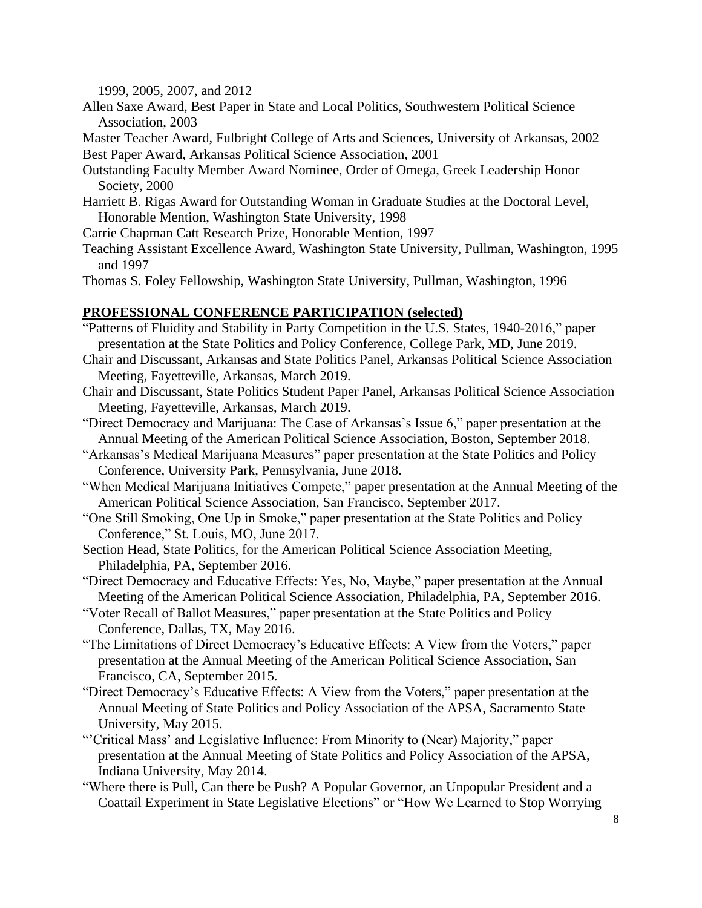1999, 2005, 2007, and 2012

Allen Saxe Award, Best Paper in State and Local Politics, Southwestern Political Science Association, 2003

Master Teacher Award, Fulbright College of Arts and Sciences, University of Arkansas, 2002

Best Paper Award, Arkansas Political Science Association, 2001

Outstanding Faculty Member Award Nominee, Order of Omega, Greek Leadership Honor Society, 2000

Harriett B. Rigas Award for Outstanding Woman in Graduate Studies at the Doctoral Level, Honorable Mention, Washington State University, 1998

Carrie Chapman Catt Research Prize, Honorable Mention, 1997

Teaching Assistant Excellence Award, Washington State University, Pullman, Washington, 1995 and 1997

Thomas S. Foley Fellowship, Washington State University, Pullman, Washington, 1996

## PROFESSIONAL CONFERENCE PARTICIPATION (selected)

"Patterns of Fluidity and Stability in Party Competition in the U.S. States, 1940-2016," paper presentation at the State Politics and Policy Conference, College Park, MD, June 2019.

Chair and Discussant, Arkansas and State Politics Panel, Arkansas Political Science Association Meeting, Fayetteville, Arkansas, March 2019.

Chair and Discussant, State Politics Student Paper Panel, Arkansas Political Science Association Meeting, Fayetteville, Arkansas, March 2019.

"Direct Democracy and Marijuana: The Case of Arkansas's Issue 6," paper presentation at the Annual Meeting of the American Political Science Association, Boston, September 2018.

"Arkansas's Medical Marijuana Measures" paper presentation at the State Politics and Policy Conference, University Park, Pennsylvania, June 2018.

"When Medical Marijuana Initiatives Compete," paper presentation at the Annual Meeting of the American Political Science Association, San Francisco, September 2017.

"One Still Smoking, One Up in Smoke," paper presentation at the State Politics and Policy Conference," St. Louis, MO, June 2017.

Section Head, State Politics, for the American Political Science Association Meeting, Philadelphia, PA, September 2016.

"Direct Democracy and Educative Effects: Yes, No, Maybe," paper presentation at the Annual Meeting of the American Political Science Association, Philadelphia, PA, September 2016.

"Voter Recall of Ballot Measures," paper presentation at the State Politics and Policy Conference, Dallas, TX, May 2016.

"The Limitations of Direct Democracy's Educative Effects: A View from the Voters," paper presentation at the Annual Meeting of the American Political Science Association, San Francisco, CA, September 2015.

"Direct Democracy's Educative Effects: A View from the Voters," paper presentation at the Annual Meeting of State Politics and Policy Association of the APSA, Sacramento State University, May 2015.

"'Critical Mass' and Legislative Influence: From Minority to (Near) Majority," paper presentation at the Annual Meeting of State Politics and Policy Association of the APSA, Indiana University, May 2014.

"Where there is Pull, Can there be Push? A Popular Governor, an Unpopular President and a Coattail Experiment in State Legislative Elections" or "How We Learned to Stop Worrying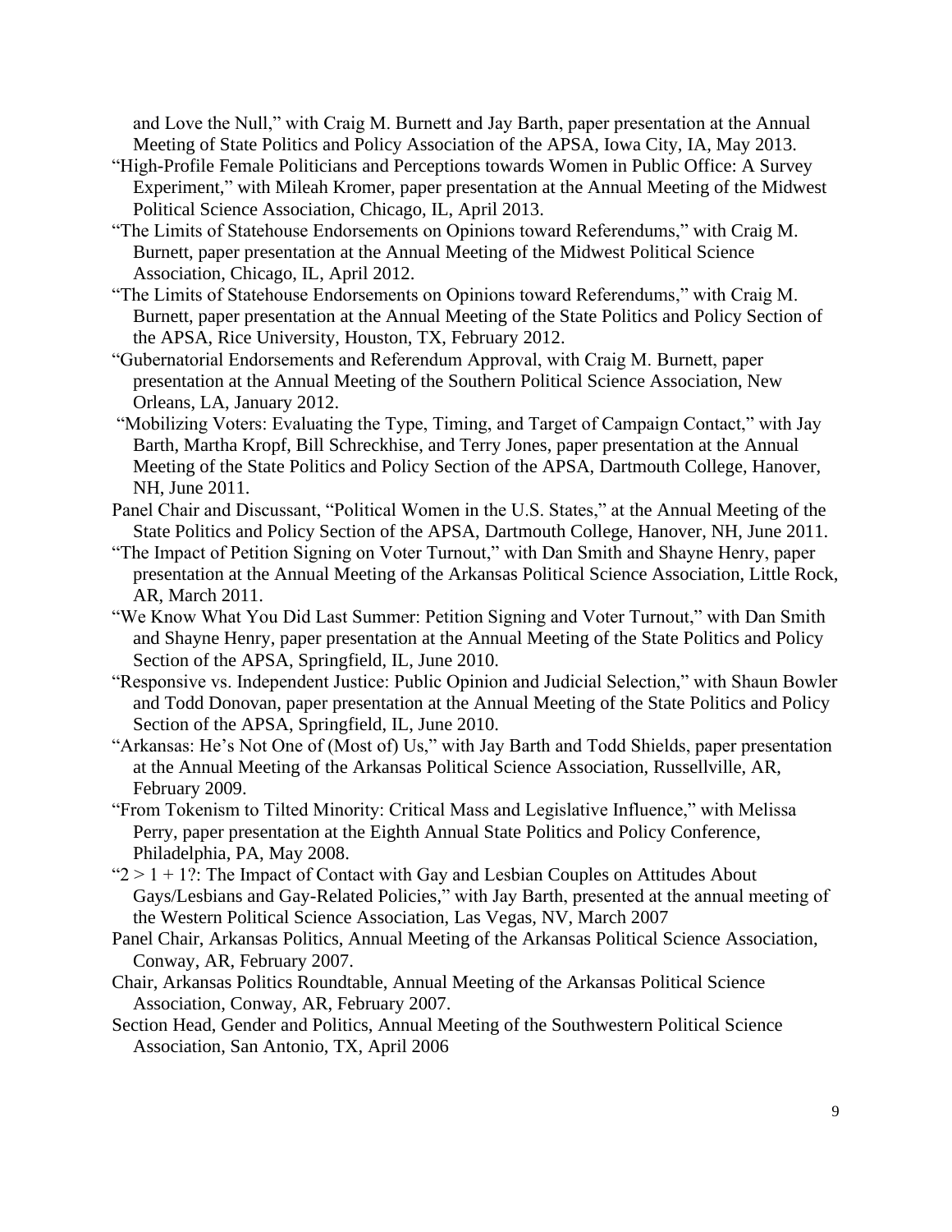and Love the Null," with Craig M. Burnett and Jay Barth, paper presentation at the Annual Meeting of State Politics and Policy Association of the APSA, Iowa City, IA, May 2013.

"High-Profile Female Politicians and Perceptions towards Women in Public Office: A Survey Experiment," with Mileah Kromer, paper presentation at the Annual Meeting of the Midwest Political Science Association, Chicago, IL, April 2013.

"The Limits of Statehouse Endorsements on Opinions toward Referendums," with Craig M. Burnett, paper presentation at the Annual Meeting of the Midwest Political Science Association, Chicago, IL, April 2012.

"The Limits of Statehouse Endorsements on Opinions toward Referendums," with Craig M. Burnett, paper presentation at the Annual Meeting of the State Politics and Policy Section of the APSA, Rice University, Houston, TX, February 2012.

"Gubernatorial Endorsements and Referendum Approval, with Craig M. Burnett, paper presentation at the Annual Meeting of the Southern Political Science Association, New Orleans, LA, January 2012.

"Mobilizing Voters: Evaluating the Type, Timing, and Target of Campaign Contact," with Jay Barth, Martha Kropf, Bill Schreckhise, and Terry Jones, paper presentation at the Annual Meeting of the State Politics and Policy Section of the APSA, Dartmouth College, Hanover, NH, June 2011.

Panel Chair and Discussant, "Political Women in the U.S. States," at the Annual Meeting of the State Politics and Policy Section of the APSA, Dartmouth College, Hanover, NH, June 2011.

"The Impact of Petition Signing on Voter Turnout," with Dan Smith and Shayne Henry, paper presentation at the Annual Meeting of the Arkansas Political Science Association, Little Rock, AR, March 2011.

"We Know What You Did Last Summer: Petition Signing and Voter Turnout," with Dan Smith and Shayne Henry, paper presentation at the Annual Meeting of the State Politics and Policy Section of the APSA, Springfield, IL, June 2010.

"Responsive vs. Independent Justice: Public Opinion and Judicial Selection," with Shaun Bowler and Todd Donovan, paper presentation at the Annual Meeting of the State Politics and Policy Section of the APSA, Springfield, IL, June 2010.

"Arkansas: He's Not One of (Most of) Us," with Jay Barth and Todd Shields, paper presentation at the Annual Meeting of the Arkansas Political Science Association, Russellville, AR, February 2009.

"From Tokenism to Tilted Minority: Critical Mass and Legislative Influence," with Melissa Perry, paper presentation at the Eighth Annual State Politics and Policy Conference, Philadelphia, PA, May 2008.

"2 > 1 + 1?: The Impact of Contact with Gay and Lesbian Couples on Attitudes About Gays/Lesbians and Gay-Related Policies," with Jay Barth, presented at the annual meeting of the Western Political Science Association, Las Vegas, NV, March 2007

Panel Chair, Arkansas Politics, Annual Meeting of the Arkansas Political Science Association, Conway, AR, February 2007.

Chair, Arkansas Politics Roundtable, Annual Meeting of the Arkansas Political Science Association, Conway, AR, February 2007.

Section Head, Gender and Politics, Annual Meeting of the Southwestern Political Science Association, San Antonio, TX, April 2006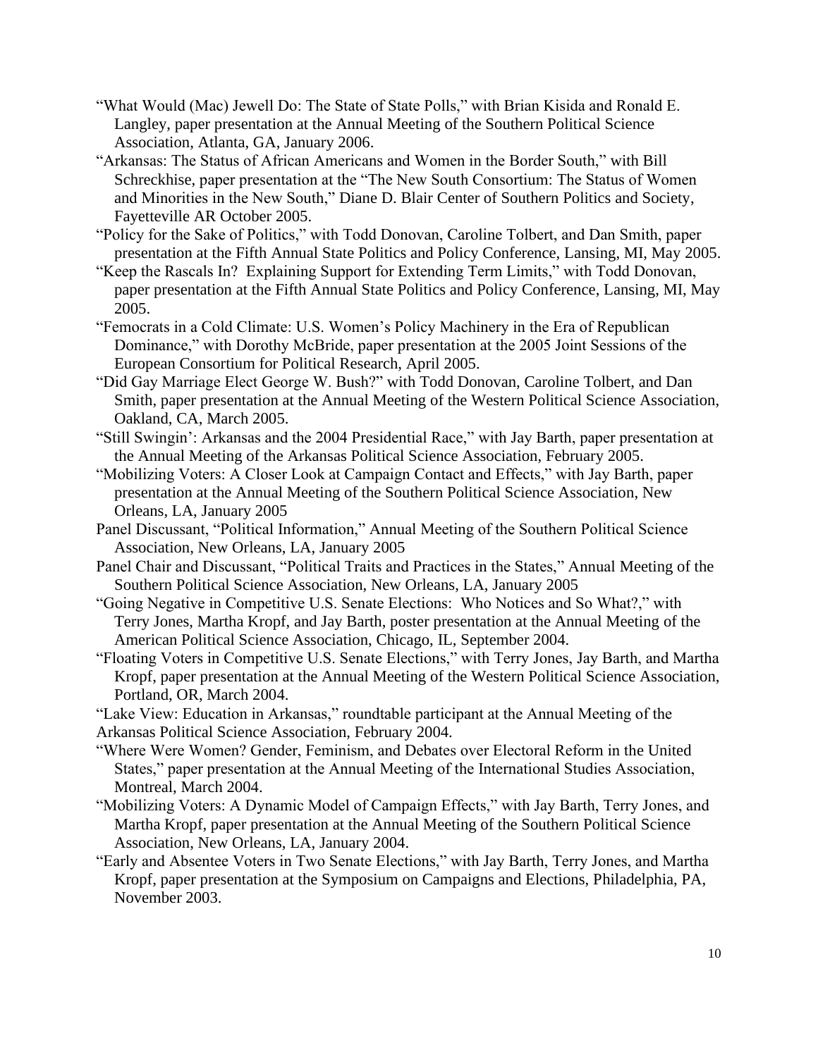"What Would (Mac) Jewell Do: The State of State Polls," with Brian Kisida and Ronald E. Langley, paper presentation at the Annual Meeting of the Southern Political Science Association, Atlanta, GA, January 2006.

"Arkansas: The Status of African Americans and Women in the Border South," with Bill Schreckhise, paper presentation at the "The New South Consortium: The Status of Women and Minorities in the New South," Diane D. Blair Center of Southern Politics and Society, Fayetteville AR October 2005.

"Policy for the Sake of Politics," with Todd Donovan, Caroline Tolbert, and Dan Smith, paper presentation at the Fifth Annual State Politics and Policy Conference, Lansing, MI, May 2005.

"Keep the Rascals In? Explaining Support for Extending Term Limits," with Todd Donovan, paper presentation at the Fifth Annual State Politics and Policy Conference, Lansing, MI, May 2005.

"Femocrats in a Cold Climate: U.S. Women's Policy Machinery in the Era of Republican Dominance," with Dorothy McBride, paper presentation at the 2005 Joint Sessions of the European Consortium for Political Research, April 2005.

"Did Gay Marriage Elect George W. Bush?" with Todd Donovan, Caroline Tolbert, and Dan Smith, paper presentation at the Annual Meeting of the Western Political Science Association, Oakland, CA, March 2005.

"Still Swingin': Arkansas and the 2004 Presidential Race," with Jay Barth, paper presentation at the Annual Meeting of the Arkansas Political Science Association, February 2005.

"Mobilizing Voters: A Closer Look at Campaign Contact and Effects," with Jay Barth, paper presentation at the Annual Meeting of the Southern Political Science Association, New Orleans, LA, January 2005

Panel Discussant, "Political Information," Annual Meeting of the Southern Political Science Association, New Orleans, LA, January 2005

Panel Chair and Discussant, "Political Traits and Practices in the States," Annual Meeting of the Southern Political Science Association, New Orleans, LA, January 2005

"Going Negative in Competitive U.S. Senate Elections: Who Notices and So What?," with Terry Jones, Martha Kropf, and Jay Barth, poster presentation at the Annual Meeting of the American Political Science Association, Chicago, IL, September 2004.

"Floating Voters in Competitive U.S. Senate Elections," with Terry Jones, Jay Barth, and Martha Kropf, paper presentation at the Annual Meeting of the Western Political Science Association, Portland, OR, March 2004.

"Lake View: Education in Arkansas," roundtable participant at the Annual Meeting of the Arkansas Political Science Association, February 2004.

"Where Were Women? Gender, Feminism, and Debates over Electoral Reform in the United States," paper presentation at the Annual Meeting of the International Studies Association, Montreal, March 2004.

"Mobilizing Voters: A Dynamic Model of Campaign Effects," with Jay Barth, Terry Jones, and Martha Kropf, paper presentation at the Annual Meeting of the Southern Political Science Association, New Orleans, LA, January 2004.

"Early and Absentee Voters in Two Senate Elections," with Jay Barth, Terry Jones, and Martha Kropf, paper presentation at the Symposium on Campaigns and Elections, Philadelphia, PA, November 2003.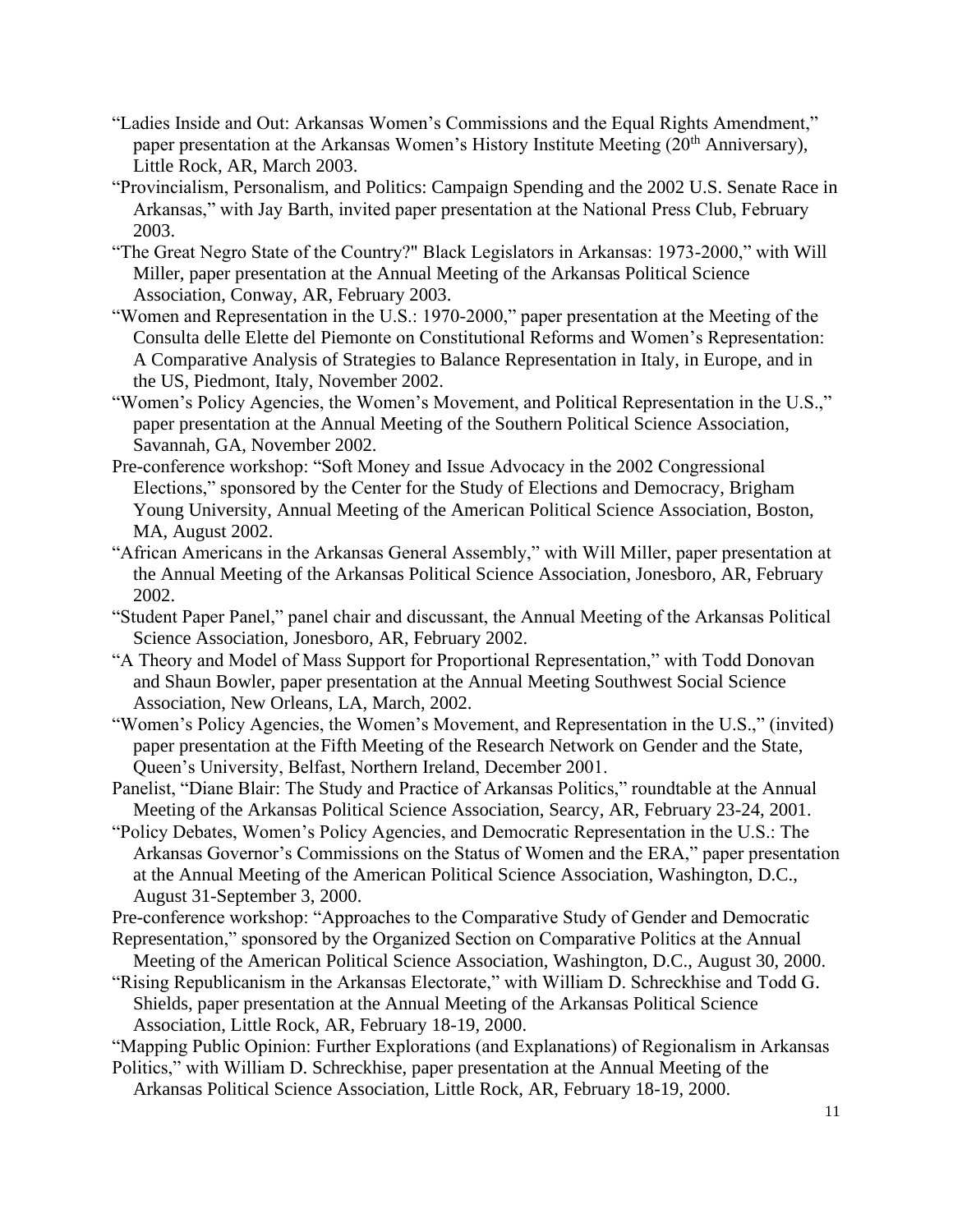"Ladies Inside and Out: Arkansas Women's Commissions and the Equal Rights Amendment," paper presentation at the Arkansas Women's History Institute Meeting (20th Anniversary), Little Rock, AR, March 2003.

"Provincialism, Personalism, and Politics: Campaign Spending and the 2002 U.S. Senate Race in Arkansas," with Jay Barth, invited paper presentation at the National Press Club, February 2003.

"The Great Negro State of the Country?" Black Legislators in Arkansas: 1973-2000," with Will Miller, paper presentation at the Annual Meeting of the Arkansas Political Science Association, Conway, AR, February 2003.

"Women and Representation in the U.S.: 1970-2000," paper presentation at the Meeting of the Consulta delle Elette del Piemonte on Constitutional Reforms and Women's Representation: A Comparative Analysis of Strategies to Balance Representation in Italy, in Europe, and in the US, Piedmont, Italy, November 2002.

"Women's Policy Agencies, the Women's Movement, and Political Representation in the U.S.," paper presentation at the Annual Meeting of the Southern Political Science Association, Savannah, GA, November 2002.

Pre-conference workshop: "Soft Money and Issue Advocacy in the 2002 Congressional Elections," sponsored by the Center for the Study of Elections and Democracy, Brigham Young University, Annual Meeting of the American Political Science Association, Boston, MA, August 2002.

"African Americans in the Arkansas General Assembly," with Will Miller, paper presentation at the Annual Meeting of the Arkansas Political Science Association, Jonesboro, AR, February 2002.

"Student Paper Panel," panel chair and discussant, the Annual Meeting of the Arkansas Political Science Association, Jonesboro, AR, February 2002.

"A Theory and Model of Mass Support for Proportional Representation," with Todd Donovan and Shaun Bowler, paper presentation at the Annual Meeting Southwest Social Science Association, New Orleans, LA, March, 2002.

"Women's Policy Agencies, the Women's Movement, and Representation in the U.S.," (invited) paper presentation at the Fifth Meeting of the Research Network on Gender and the State, Queen's University, Belfast, Northern Ireland, December 2001.

Panelist, "Diane Blair: The Study and Practice of Arkansas Politics," roundtable at the Annual Meeting of the Arkansas Political Science Association, Searcy, AR, February 23-24, 2001.

"Policy Debates, Women's Policy Agencies, and Democratic Representation in the U.S.: The Arkansas Governor's Commissions on the Status of Women and the ERA," paper presentation at the Annual Meeting of the American Political Science Association, Washington, D.C., August 31-September 3, 2000.

Pre-conference workshop: "Approaches to the Comparative Study of Gender and Democratic Representation," sponsored by the Organized Section on Comparative Politics at the Annual Meeting of the American Political Science Association, Washington, D.C., August 30, 2000.

"Rising Republicanism in the Arkansas Electorate," with William D. Schreckhise and Todd G. Shields, paper presentation at the Annual Meeting of the Arkansas Political Science Association, Little Rock, AR, February 18-19, 2000.

"Mapping Public Opinion: Further Explorations (and Explanations) of Regionalism in Arkansas Politics," with William D. Schreckhise, paper presentation at the Annual Meeting of the Arkansas Political Science Association, Little Rock, AR, February 18-19, 2000.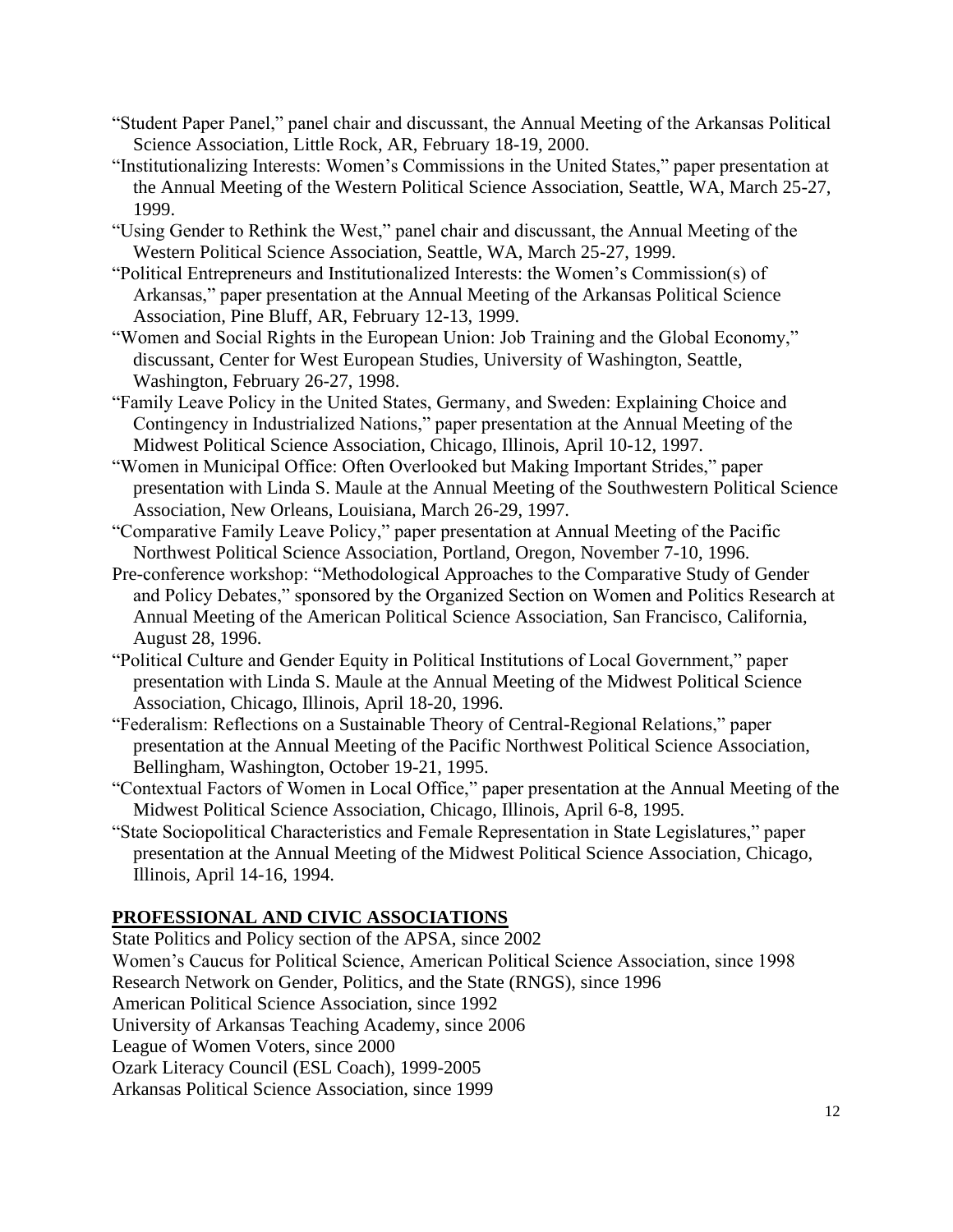"Student Paper Panel," panel chair and discussant, the Annual Meeting of the Arkansas Political Science Association, Little Rock, AR, February 18-19, 2000.

"Institutionalizing Interests: Women's Commissions in the United States," paper presentation at the Annual Meeting of the Western Political Science Association, Seattle, WA, March 25-27, 1999.

"Using Gender to Rethink the West," panel chair and discussant, the Annual Meeting of the Western Political Science Association, Seattle, WA, March 25-27, 1999.

"Political Entrepreneurs and Institutionalized Interests: the Women's Commission(s) of Arkansas," paper presentation at the Annual Meeting of the Arkansas Political Science Association, Pine Bluff, AR, February 12-13, 1999.

"Women and Social Rights in the European Union: Job Training and the Global Economy," discussant, Center for West European Studies, University of Washington, Seattle, Washington, February 26-27, 1998.

"Family Leave Policy in the United States, Germany, and Sweden: Explaining Choice and Contingency in Industrialized Nations," paper presentation at the Annual Meeting of the Midwest Political Science Association, Chicago, Illinois, April 10-12, 1997.

"Women in Municipal Office: Often Overlooked but Making Important Strides," paper presentation with Linda S. Maule at the Annual Meeting of the Southwestern Political Science Association, New Orleans, Louisiana, March 26-29, 1997.

"Comparative Family Leave Policy," paper presentation at Annual Meeting of the Pacific Northwest Political Science Association, Portland, Oregon, November 7-10, 1996.

Pre-conference workshop: "Methodological Approaches to the Comparative Study of Gender and Policy Debates," sponsored by the Organized Section on Women and Politics Research at Annual Meeting of the American Political Science Association, San Francisco, California, August 28, 1996.

"Political Culture and Gender Equity in Political Institutions of Local Government," paper presentation with Linda S. Maule at the Annual Meeting of the Midwest Political Science Association, Chicago, Illinois, April 18-20, 1996.

"Federalism: Reflections on a Sustainable Theory of Central-Regional Relations," paper presentation at the Annual Meeting of the Pacific Northwest Political Science Association, Bellingham, Washington, October 19-21, 1995.

"Contextual Factors of Women in Local Office," paper presentation at the Annual Meeting of the Midwest Political Science Association, Chicago, Illinois, April 6-8, 1995.

"State Sociopolitical Characteristics and Female Representation in State Legislatures," paper presentation at the Annual Meeting of the Midwest Political Science Association, Chicago, Illinois, April 14-16, 1994.

## PROFESSIONAL AND CIVIC ASSOCIATIONS

State Politics and Policy section of the APSA, since 2002  
Women's Caucus for Political Science, American Political Science Association, since 1998  
Research Network on Gender, Politics, and the State (RNGS), since 1996  
American Political Science Association, since 1992  
University of Arkansas Teaching Academy, since 2006  
League of Women Voters, since 2000  
Ozark Literacy Council (ESL Coach), 1999-2005  
Arkansas Political Science Association, since 1999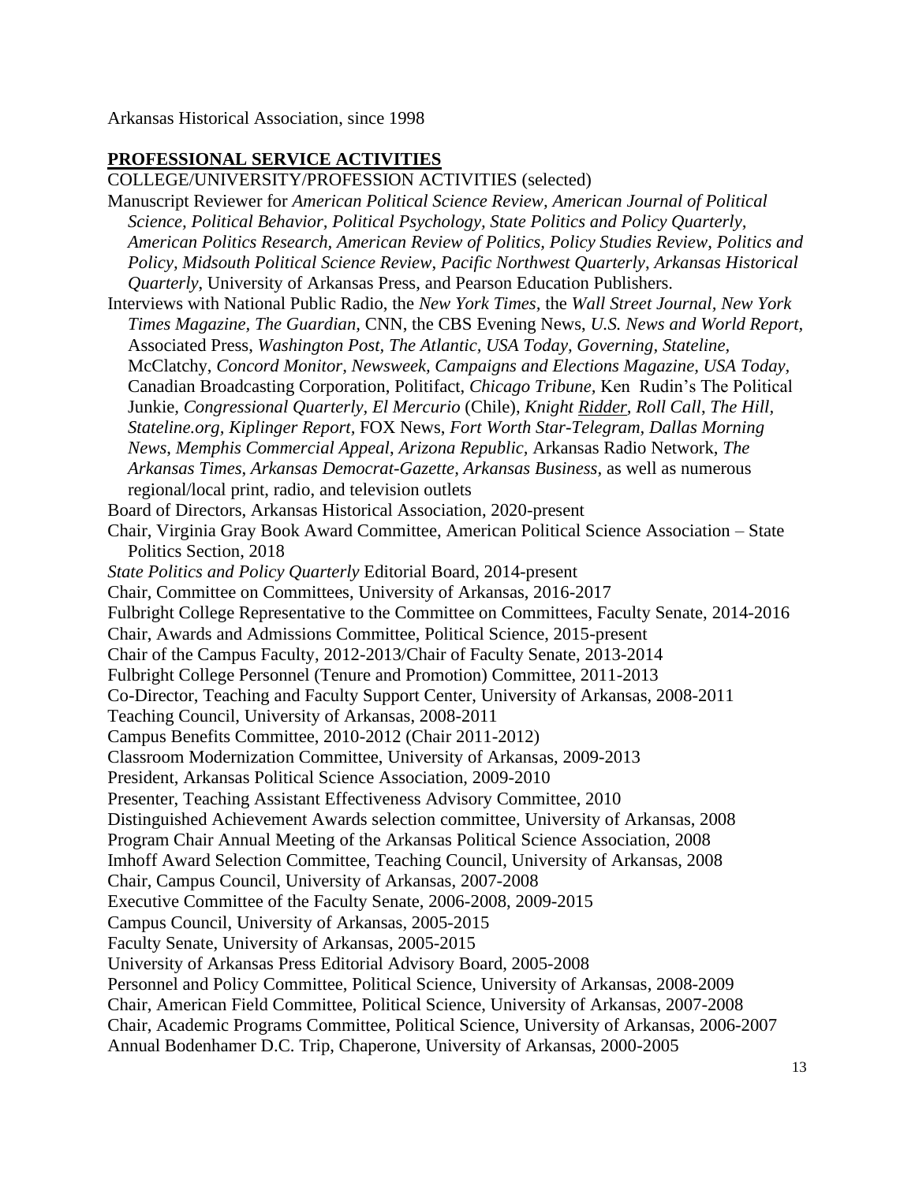Arkansas Historical Association, since 1998

## PROFESSIONAL SERVICE ACTIVITIES

COLLEGE/UNIVERSITY/PROFESSION ACTIVITIES (selected)

Manuscript Reviewer for *American Political Science Review, American Journal of Political Science, Political Behavior, Political Psychology, State Politics and Policy Quarterly, American Politics Research, American Review of Politics, Policy Studies Review, Politics and Policy, Midsouth Political Science Review, Pacific Northwest Quarterly, Arkansas Historical Quarterly*, University of Arkansas Press, and Pearson Education Publishers.

Interviews with National Public Radio, the *New York Times*, the *Wall Street Journal, New York Times Magazine, The Guardian,* CNN, the CBS Evening News, *U.S. News and World Report,* Associated Press, *Washington Post, The Atlantic, USA Today, Governing, Stateline,* McClatchy, *Concord Monitor, Newsweek, Campaigns and Elections Magazine, USA Today,* Canadian Broadcasting Corporation, Politifact, *Chicago Tribune,* Ken Rudin's The Political Junkie, *Congressional Quarterly, El Mercurio* (Chile), *Knight Ridder, Roll Call, The Hill, Stateline.org, Kiplinger Report,* FOX News, *Fort Worth Star-Telegram, Dallas Morning News, Memphis Commercial Appeal, Arizona Republic,* Arkansas Radio Network, *The Arkansas Times, Arkansas Democrat-Gazette, Arkansas Business*, as well as numerous regional/local print, radio, and television outlets

Board of Directors, Arkansas Historical Association, 2020-present

Chair, Virginia Gray Book Award Committee, American Political Science Association – State Politics Section, 2018

*State Politics and Policy Quarterly* Editorial Board, 2014-present

Chair, Committee on Committees, University of Arkansas, 2016-2017

Fulbright College Representative to the Committee on Committees, Faculty Senate, 2014-2016

Chair, Awards and Admissions Committee, Political Science, 2015-present

Chair of the Campus Faculty, 2012-2013/Chair of Faculty Senate, 2013-2014

Fulbright College Personnel (Tenure and Promotion) Committee, 2011-2013

Co-Director, Teaching and Faculty Support Center, University of Arkansas, 2008-2011

Teaching Council, University of Arkansas, 2008-2011

Campus Benefits Committee, 2010-2012 (Chair 2011-2012)

Classroom Modernization Committee, University of Arkansas, 2009-2013

President, Arkansas Political Science Association, 2009-2010

Presenter, Teaching Assistant Effectiveness Advisory Committee, 2010

Distinguished Achievement Awards selection committee, University of Arkansas, 2008

Program Chair Annual Meeting of the Arkansas Political Science Association, 2008

Imhoff Award Selection Committee, Teaching Council, University of Arkansas, 2008

Chair, Campus Council, University of Arkansas, 2007-2008

Executive Committee of the Faculty Senate, 2006-2008, 2009-2015

Campus Council, University of Arkansas, 2005-2015

Faculty Senate, University of Arkansas, 2005-2015

University of Arkansas Press Editorial Advisory Board, 2005-2008

Personnel and Policy Committee, Political Science, University of Arkansas, 2008-2009

Chair, American Field Committee, Political Science, University of Arkansas, 2007-2008

Chair, Academic Programs Committee, Political Science, University of Arkansas, 2006-2007

Annual Bodenhamer D.C. Trip, Chaperone, University of Arkansas, 2000-2005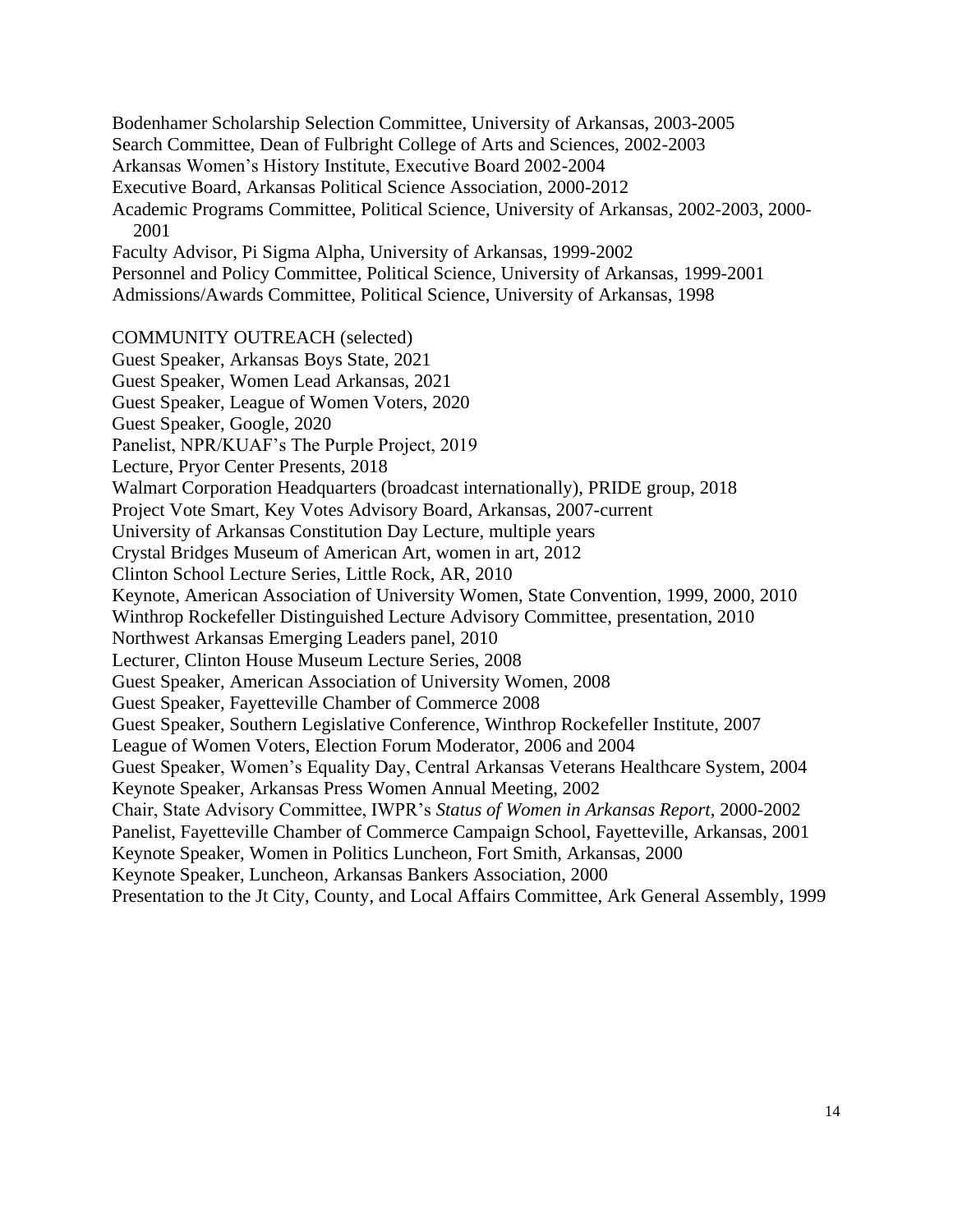Bodenhamer Scholarship Selection Committee, University of Arkansas, 2003-2005
Search Committee, Dean of Fulbright College of Arts and Sciences, 2002-2003
Arkansas Women's History Institute, Executive Board 2002-2004
Executive Board, Arkansas Political Science Association, 2000-2012
Academic Programs Committee, Political Science, University of Arkansas, 2002-2003, 2000-2001
Faculty Advisor, Pi Sigma Alpha, University of Arkansas, 1999-2002
Personnel and Policy Committee, Political Science, University of Arkansas, 1999-2001
Admissions/Awards Committee, Political Science, University of Arkansas, 1998

COMMUNITY OUTREACH (selected)

Guest Speaker, Arkansas Boys State, 2021
Guest Speaker, Women Lead Arkansas, 2021
Guest Speaker, League of Women Voters, 2020
Guest Speaker, Google, 2020
Panelist, NPR/KUAF's The Purple Project, 2019
Lecture, Pryor Center Presents, 2018
Walmart Corporation Headquarters (broadcast internationally), PRIDE group, 2018
Project Vote Smart, Key Votes Advisory Board, Arkansas, 2007-current
University of Arkansas Constitution Day Lecture, multiple years
Crystal Bridges Museum of American Art, women in art, 2012
Clinton School Lecture Series, Little Rock, AR, 2010
Keynote, American Association of University Women, State Convention, 1999, 2000, 2010
Winthrop Rockefeller Distinguished Lecture Advisory Committee, presentation, 2010
Northwest Arkansas Emerging Leaders panel, 2010
Lecturer, Clinton House Museum Lecture Series, 2008
Guest Speaker, American Association of University Women, 2008
Guest Speaker, Fayetteville Chamber of Commerce 2008
Guest Speaker, Southern Legislative Conference, Winthrop Rockefeller Institute, 2007
League of Women Voters, Election Forum Moderator, 2006 and 2004
Guest Speaker, Women's Equality Day, Central Arkansas Veterans Healthcare System, 2004
Keynote Speaker, Arkansas Press Women Annual Meeting, 2002
Chair, State Advisory Committee, IWPR's *Status of Women in Arkansas Report*, 2000-2002
Panelist, Fayetteville Chamber of Commerce Campaign School, Fayetteville, Arkansas, 2001
Keynote Speaker, Women in Politics Luncheon, Fort Smith, Arkansas, 2000
Keynote Speaker, Luncheon, Arkansas Bankers Association, 2000
Presentation to the Jt City, County, and Local Affairs Committee, Ark General Assembly, 1999